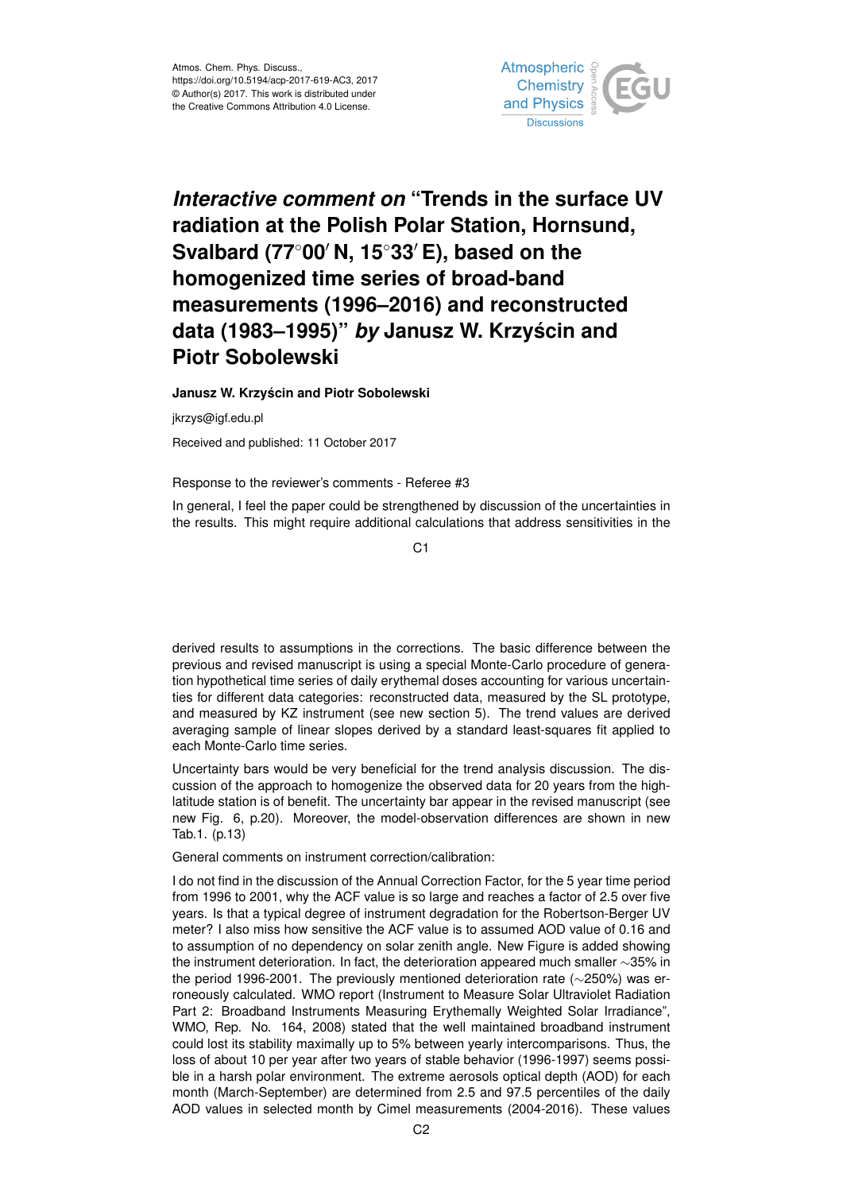Atmos. Chem. Phys. Discuss.,
https://doi.org/10.5194/acp-2017-619-AC3, 2017
© Author(s) 2017. This work is distributed under
the Creative Commons Attribution 4.0 License.

# *Interactive comment on* "Trends in the surface UV radiation at the Polish Polar Station, Hornsund, Svalbard (77°00′ N, 15°33′ E), based on the homogenized time series of broad-band measurements (1996–2016) and reconstructed data (1983–1995)" *by* Janusz W. Krzyścin and Piotr Sobolewski

**Janusz W. Krzyścin and Piotr Sobolewski**

jkrzys@igf.edu.pl

Received and published: 11 October 2017

Response to the reviewer's comments - Referee #3

In general, I feel the paper could be strengthened by discussion of the uncertainties in the results. This might require additional calculations that address sensitivities in the derived results to assumptions in the corrections. The basic difference between the previous and revised manuscript is using a special Monte-Carlo procedure of generation hypothetical time series of daily erythemal doses accounting for various uncertainties for different data categories: reconstructed data, measured by the SL prototype, and measured by KZ instrument (see new section 5). The trend values are derived averaging sample of linear slopes derived by a standard least-squares fit applied to each Monte-Carlo time series.

Uncertainty bars would be very beneficial for the trend analysis discussion. The discussion of the approach to homogenize the observed data for 20 years from the high-latitude station is of benefit. The uncertainty bar appear in the revised manuscript (see new Fig. 6, p.20). Moreover, the model-observation differences are shown in new Tab.1. (p.13)

General comments on instrument correction/calibration:

I do not find in the discussion of the Annual Correction Factor, for the 5 year time period from 1996 to 2001, why the ACF value is so large and reaches a factor of 2.5 over five years. Is that a typical degree of instrument degradation for the Robertson-Berger UV meter? I also miss how sensitive the ACF value is to assumed AOD value of 0.16 and to assumption of no dependency on solar zenith angle. New Figure is added showing the instrument deterioration. In fact, the deterioration appeared much smaller ∼35% in the period 1996-2001. The previously mentioned deterioration rate (∼250%) was erroneously calculated. WMO report (Instrument to Measure Solar Ultraviolet Radiation Part 2: Broadband Instruments Measuring Erythemally Weighted Solar Irradiance", WMO, Rep. No. 164, 2008) stated that the well maintained broadband instrument could lost its stability maximally up to 5% between yearly intercomparisons. Thus, the loss of about 10 per year after two years of stable behavior (1996-1997) seems possible in a harsh polar environment. The extreme aerosols optical depth (AOD) for each month (March-September) are determined from 2.5 and 97.5 percentiles of the daily AOD values in selected month by Cimel measurements (2004-2016). These values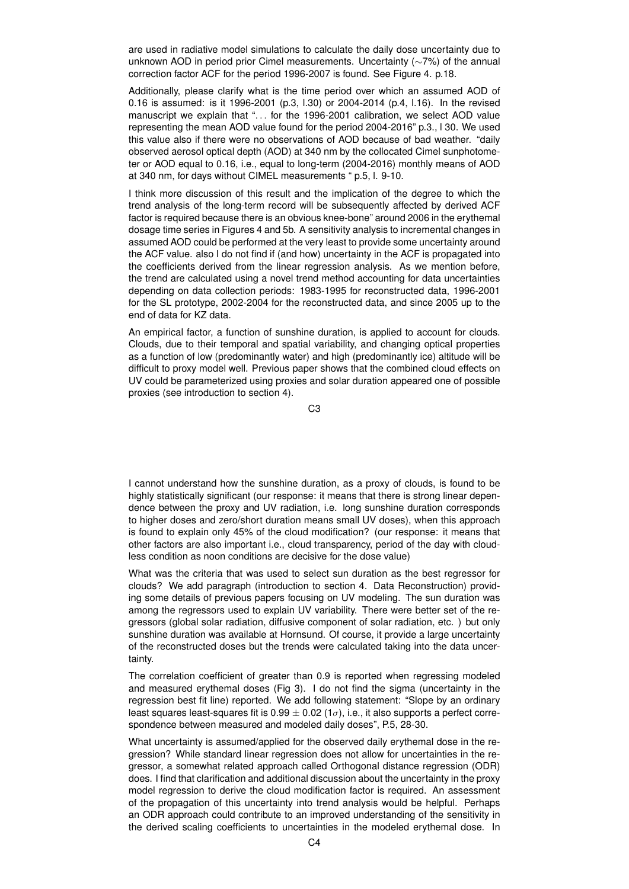are used in radiative model simulations to calculate the daily dose uncertainty due to unknown AOD in period prior Cimel measurements. Uncertainty (~7%) of the annual correction factor ACF for the period 1996-2007 is found. See Figure 4. p.18.

Additionally, please clarify what is the time period over which an assumed AOD of 0.16 is assumed: is it 1996-2001 (p.3, l.30) or 2004-2014 (p.4, l.16). In the revised manuscript we explain that "… for the 1996-2001 calibration, we select AOD value representing the mean AOD value found for the period 2004-2016" p.3., l 30. We used this value also if there were no observations of AOD because of bad weather. "daily observed aerosol optical depth (AOD) at 340 nm by the collocated Cimel sunphotometer or AOD equal to 0.16, i.e., equal to long-term (2004-2016) monthly means of AOD at 340 nm, for days without CIMEL measurements " p.5, l. 9-10.

I think more discussion of this result and the implication of the degree to which the trend analysis of the long-term record will be subsequently affected by derived ACF factor is required because there is an obvious knee-bone" around 2006 in the erythemal dosage time series in Figures 4 and 5b. A sensitivity analysis to incremental changes in assumed AOD could be performed at the very least to provide some uncertainty around the ACF value. also I do not find if (and how) uncertainty in the ACF is propagated into the coefficients derived from the linear regression analysis. As we mention before, the trend are calculated using a novel trend method accounting for data uncertainties depending on data collection periods: 1983-1995 for reconstructed data, 1996-2001 for the SL prototype, 2002-2004 for the reconstructed data, and since 2005 up to the end of data for KZ data.

An empirical factor, a function of sunshine duration, is applied to account for clouds. Clouds, due to their temporal and spatial variability, and changing optical properties as a function of low (predominantly water) and high (predominantly ice) altitude will be difficult to proxy model well. Previous paper shows that the combined cloud effects on UV could be parameterized using proxies and solar duration appeared one of possible proxies (see introduction to section 4).

I cannot understand how the sunshine duration, as a proxy of clouds, is found to be highly statistically significant (our response: it means that there is strong linear dependence between the proxy and UV radiation, i.e. long sunshine duration corresponds to higher doses and zero/short duration means small UV doses), when this approach is found to explain only 45% of the cloud modification? (our response: it means that other factors are also important i.e., cloud transparency, period of the day with cloudless condition as noon conditions are decisive for the dose value)

What was the criteria that was used to select sun duration as the best regressor for clouds? We add paragraph (introduction to section 4. Data Reconstruction) providing some details of previous papers focusing on UV modeling. The sun duration was among the regressors used to explain UV variability. There were better set of the regressors (global solar radiation, diffusive component of solar radiation, etc. ) but only sunshine duration was available at Hornsund. Of course, it provide a large uncertainty of the reconstructed doses but the trends were calculated taking into the data uncertainty.

The correlation coefficient of greater than 0.9 is reported when regressing modeled and measured erythemal doses (Fig 3). I do not find the sigma (uncertainty in the regression best fit line) reported. We add following statement: "Slope by an ordinary least squares least-squares fit is $0.99 \pm 0.02$ ($1\sigma$), i.e., it also supports a perfect correspondence between measured and modeled daily doses", P.5, 28-30.

What uncertainty is assumed/applied for the observed daily erythemal dose in the regression? While standard linear regression does not allow for uncertainties in the regressor, a somewhat related approach called Orthogonal distance regression (ODR) does. I find that clarification and additional discussion about the uncertainty in the proxy model regression to derive the cloud modification factor is required. An assessment of the propagation of this uncertainty into trend analysis would be helpful. Perhaps an ODR approach could contribute to an improved understanding of the sensitivity in the derived scaling coefficients to uncertainties in the modeled erythemal dose. In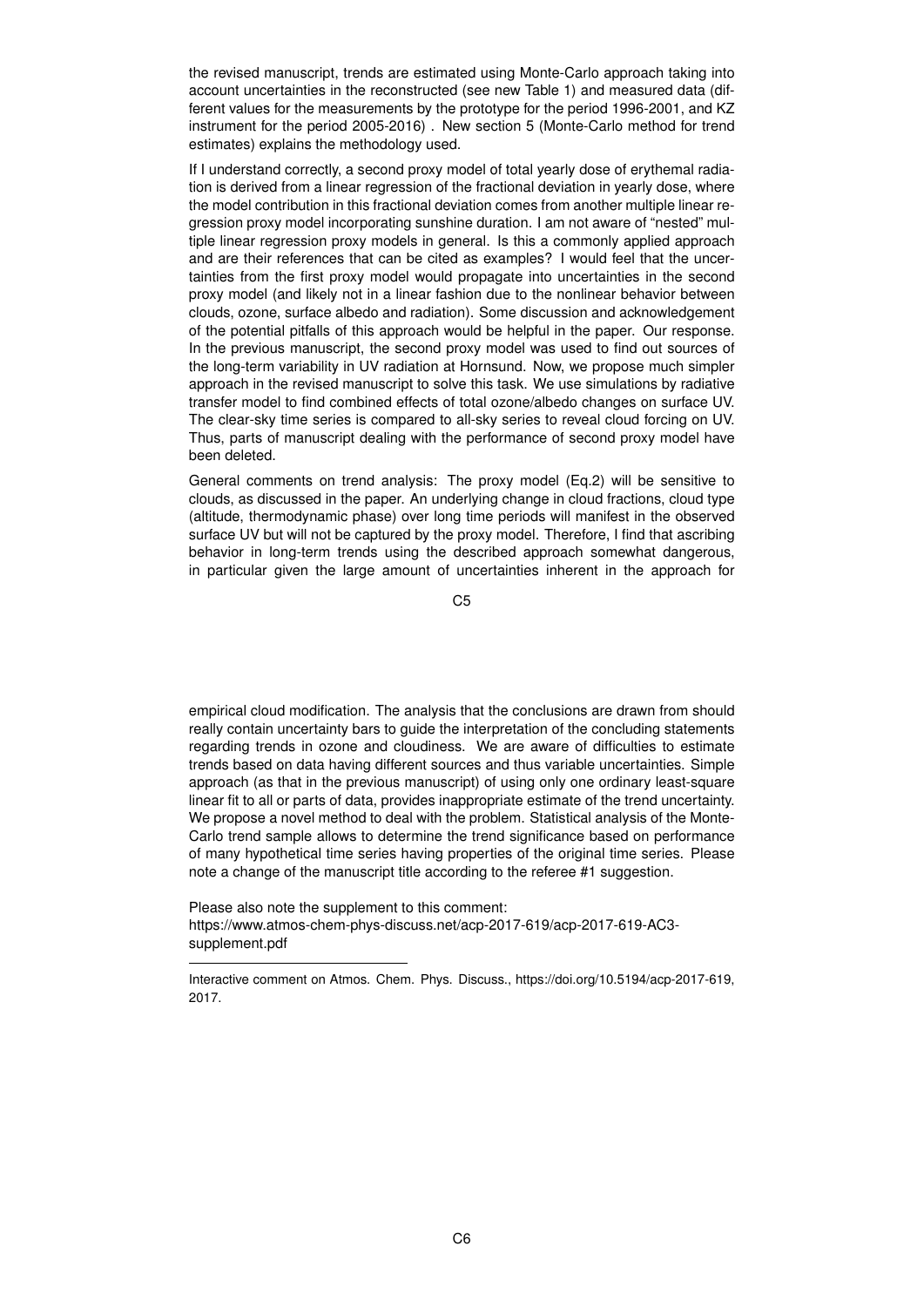the revised manuscript, trends are estimated using Monte-Carlo approach taking into account uncertainties in the reconstructed (see new Table 1) and measured data (different values for the measurements by the prototype for the period 1996-2001, and KZ instrument for the period 2005-2016) . New section 5 (Monte-Carlo method for trend estimates) explains the methodology used.

If I understand correctly, a second proxy model of total yearly dose of erythemal radiation is derived from a linear regression of the fractional deviation in yearly dose, where the model contribution in this fractional deviation comes from another multiple linear regression proxy model incorporating sunshine duration. I am not aware of "nested" multiple linear regression proxy models in general. Is this a commonly applied approach and are their references that can be cited as examples? I would feel that the uncertainties from the first proxy model would propagate into uncertainties in the second proxy model (and likely not in a linear fashion due to the nonlinear behavior between clouds, ozone, surface albedo and radiation). Some discussion and acknowledgement of the potential pitfalls of this approach would be helpful in the paper. Our response. In the previous manuscript, the second proxy model was used to find out sources of the long-term variability in UV radiation at Hornsund. Now, we propose much simpler approach in the revised manuscript to solve this task. We use simulations by radiative transfer model to find combined effects of total ozone/albedo changes on surface UV. The clear-sky time series is compared to all-sky series to reveal cloud forcing on UV. Thus, parts of manuscript dealing with the performance of second proxy model have been deleted.

General comments on trend analysis: The proxy model (Eq.2) will be sensitive to clouds, as discussed in the paper. An underlying change in cloud fractions, cloud type (altitude, thermodynamic phase) over long time periods will manifest in the observed surface UV but will not be captured by the proxy model. Therefore, I find that ascribing behavior in long-term trends using the described approach somewhat dangerous, in particular given the large amount of uncertainties inherent in the approach for empirical cloud modification. The analysis that the conclusions are drawn from should really contain uncertainty bars to guide the interpretation of the concluding statements regarding trends in ozone and cloudiness. We are aware of difficulties to estimate trends based on data having different sources and thus variable uncertainties. Simple approach (as that in the previous manuscript) of using only one ordinary least-square linear fit to all or parts of data, provides inappropriate estimate of the trend uncertainty. We propose a novel method to deal with the problem. Statistical analysis of the Monte-Carlo trend sample allows to determine the trend significance based on performance of many hypothetical time series having properties of the original time series. Please note a change of the manuscript title according to the referee #1 suggestion.

Please also note the supplement to this comment:
https://www.atmos-chem-phys-discuss.net/acp-2017-619/acp-2017-619-AC3-supplement.pdf

---

Interactive comment on Atmos. Chem. Phys. Discuss., https://doi.org/10.5194/acp-2017-619, 2017.